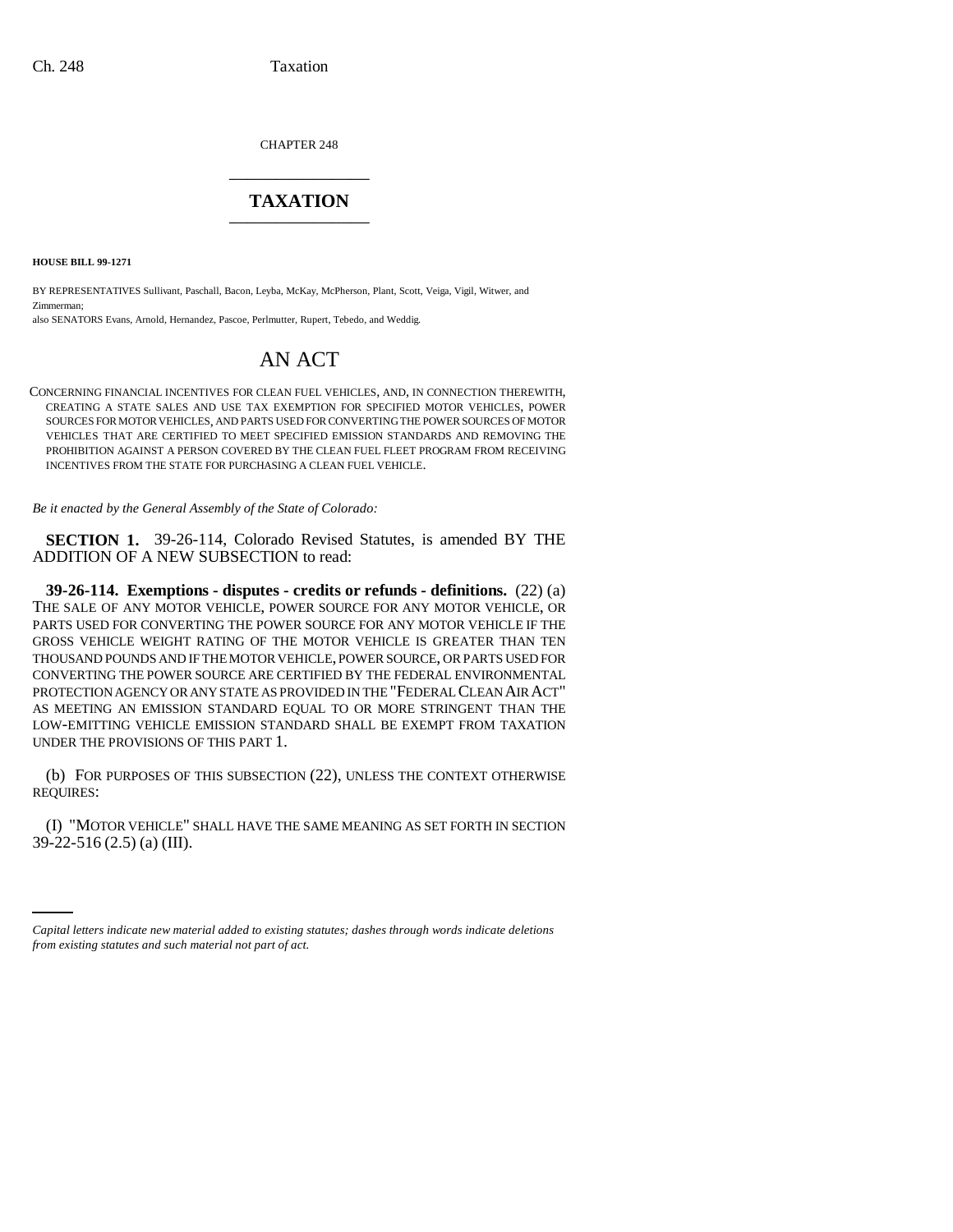CHAPTER 248

# TAXATION

**HOUSE BILL 99-1271**

BY REPRESENTATIVES Sullivant, Paschall, Bacon, Leyba, McKay, McPherson, Plant, Scott, Veiga, Vigil, Witwer, and Zimmerman;
also SENATORS Evans, Arnold, Hernandez, Pascoe, Perlmutter, Rupert, Tebedo, and Weddig.

# AN ACT

CONCERNING FINANCIAL INCENTIVES FOR CLEAN FUEL VEHICLES, AND, IN CONNECTION THEREWITH, CREATING A STATE SALES AND USE TAX EXEMPTION FOR SPECIFIED MOTOR VEHICLES, POWER SOURCES FOR MOTOR VEHICLES, AND PARTS USED FOR CONVERTING THE POWER SOURCES OF MOTOR VEHICLES THAT ARE CERTIFIED TO MEET SPECIFIED EMISSION STANDARDS AND REMOVING THE PROHIBITION AGAINST A PERSON COVERED BY THE CLEAN FUEL FLEET PROGRAM FROM RECEIVING INCENTIVES FROM THE STATE FOR PURCHASING A CLEAN FUEL VEHICLE.

*Be it enacted by the General Assembly of the State of Colorado:*

**SECTION 1.** 39-26-114, Colorado Revised Statutes, is amended BY THE ADDITION OF A NEW SUBSECTION to read:

**39-26-114. Exemptions - disputes - credits or refunds - definitions.** (22) (a) THE SALE OF ANY MOTOR VEHICLE, POWER SOURCE FOR ANY MOTOR VEHICLE, OR PARTS USED FOR CONVERTING THE POWER SOURCE FOR ANY MOTOR VEHICLE IF THE GROSS VEHICLE WEIGHT RATING OF THE MOTOR VEHICLE IS GREATER THAN TEN THOUSAND POUNDS AND IF THE MOTOR VEHICLE, POWER SOURCE, OR PARTS USED FOR CONVERTING THE POWER SOURCE ARE CERTIFIED BY THE FEDERAL ENVIRONMENTAL PROTECTION AGENCY OR ANY STATE AS PROVIDED IN THE "FEDERAL CLEAN AIR ACT" AS MEETING AN EMISSION STANDARD EQUAL TO OR MORE STRINGENT THAN THE LOW-EMITTING VEHICLE EMISSION STANDARD SHALL BE EXEMPT FROM TAXATION UNDER THE PROVISIONS OF THIS PART 1.

(b) FOR PURPOSES OF THIS SUBSECTION (22), UNLESS THE CONTEXT OTHERWISE REQUIRES:

(I) "MOTOR VEHICLE" SHALL HAVE THE SAME MEANING AS SET FORTH IN SECTION 39-22-516 (2.5) (a) (III).

*Capital letters indicate new material added to existing statutes; dashes through words indicate deletions from existing statutes and such material not part of act.*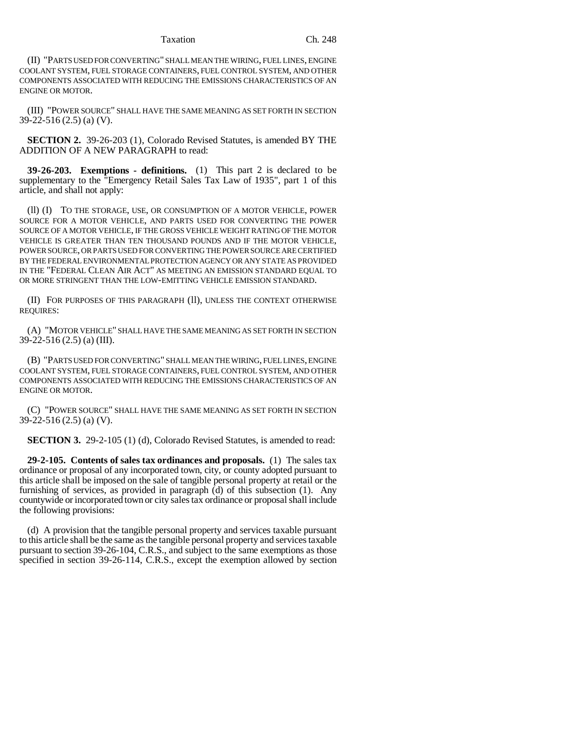(II) "PARTS USED FOR CONVERTING" SHALL MEAN THE WIRING, FUEL LINES, ENGINE COOLANT SYSTEM, FUEL STORAGE CONTAINERS, FUEL CONTROL SYSTEM, AND OTHER COMPONENTS ASSOCIATED WITH REDUCING THE EMISSIONS CHARACTERISTICS OF AN ENGINE OR MOTOR.

(III) "POWER SOURCE" SHALL HAVE THE SAME MEANING AS SET FORTH IN SECTION 39-22-516 (2.5) (a) (V).

**SECTION 2.** 39-26-203 (1), Colorado Revised Statutes, is amended BY THE ADDITION OF A NEW PARAGRAPH to read:

**39-26-203. Exemptions - definitions.** (1) This part 2 is declared to be supplementary to the "Emergency Retail Sales Tax Law of 1935", part 1 of this article, and shall not apply:

(ll) (I) TO THE STORAGE, USE, OR CONSUMPTION OF A MOTOR VEHICLE, POWER SOURCE FOR A MOTOR VEHICLE, AND PARTS USED FOR CONVERTING THE POWER SOURCE OF A MOTOR VEHICLE, IF THE GROSS VEHICLE WEIGHT RATING OF THE MOTOR VEHICLE IS GREATER THAN TEN THOUSAND POUNDS AND IF THE MOTOR VEHICLE, POWER SOURCE, OR PARTS USED FOR CONVERTING THE POWER SOURCE ARE CERTIFIED BY THE FEDERAL ENVIRONMENTAL PROTECTION AGENCY OR ANY STATE AS PROVIDED IN THE "FEDERAL CLEAN AIR ACT" AS MEETING AN EMISSION STANDARD EQUAL TO OR MORE STRINGENT THAN THE LOW-EMITTING VEHICLE EMISSION STANDARD.

(II) FOR PURPOSES OF THIS PARAGRAPH (ll), UNLESS THE CONTEXT OTHERWISE REQUIRES:

(A) "MOTOR VEHICLE" SHALL HAVE THE SAME MEANING AS SET FORTH IN SECTION 39-22-516 (2.5) (a) (III).

(B) "PARTS USED FOR CONVERTING" SHALL MEAN THE WIRING, FUEL LINES, ENGINE COOLANT SYSTEM, FUEL STORAGE CONTAINERS, FUEL CONTROL SYSTEM, AND OTHER COMPONENTS ASSOCIATED WITH REDUCING THE EMISSIONS CHARACTERISTICS OF AN ENGINE OR MOTOR.

(C) "POWER SOURCE" SHALL HAVE THE SAME MEANING AS SET FORTH IN SECTION 39-22-516 (2.5) (a) (V).

**SECTION 3.** 29-2-105 (1) (d), Colorado Revised Statutes, is amended to read:

**29-2-105. Contents of sales tax ordinances and proposals.** (1) The sales tax ordinance or proposal of any incorporated town, city, or county adopted pursuant to this article shall be imposed on the sale of tangible personal property at retail or the furnishing of services, as provided in paragraph (d) of this subsection (1). Any countywide or incorporated town or city sales tax ordinance or proposal shall include the following provisions:

(d) A provision that the tangible personal property and services taxable pursuant to this article shall be the same as the tangible personal property and services taxable pursuant to section 39-26-104, C.R.S., and subject to the same exemptions as those specified in section 39-26-114, C.R.S., except the exemption allowed by section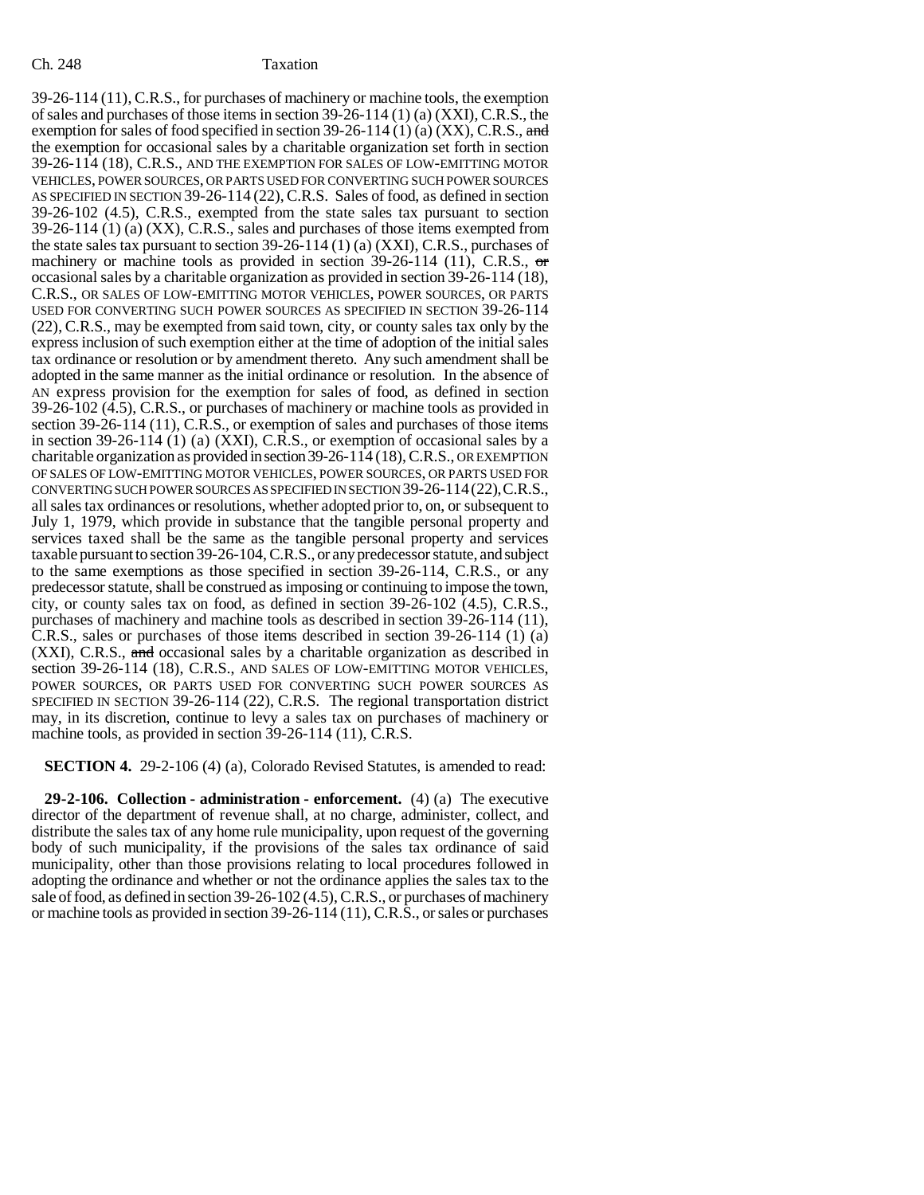39-26-114 (11), C.R.S., for purchases of machinery or machine tools, the exemption of sales and purchases of those items in section 39-26-114 (1) (a) (XXI), C.R.S., the exemption for sales of food specified in section 39-26-114 (1) (a) (XX), C.R.S., and the exemption for occasional sales by a charitable organization set forth in section 39-26-114 (18), C.R.S., AND THE EXEMPTION FOR SALES OF LOW-EMITTING MOTOR VEHICLES, POWER SOURCES, OR PARTS USED FOR CONVERTING SUCH POWER SOURCES AS SPECIFIED IN SECTION 39-26-114 (22), C.R.S. Sales of food, as defined in section 39-26-102 (4.5), C.R.S., exempted from the state sales tax pursuant to section 39-26-114 (1) (a) (XX), C.R.S., sales and purchases of those items exempted from the state sales tax pursuant to section 39-26-114 (1) (a) (XXI), C.R.S., purchases of machinery or machine tools as provided in section 39-26-114 (11), C.R.S., or occasional sales by a charitable organization as provided in section 39-26-114 (18), C.R.S., OR SALES OF LOW-EMITTING MOTOR VEHICLES, POWER SOURCES, OR PARTS USED FOR CONVERTING SUCH POWER SOURCES AS SPECIFIED IN SECTION 39-26-114 (22), C.R.S., may be exempted from said town, city, or county sales tax only by the express inclusion of such exemption either at the time of adoption of the initial sales tax ordinance or resolution or by amendment thereto. Any such amendment shall be adopted in the same manner as the initial ordinance or resolution. In the absence of AN express provision for the exemption for sales of food, as defined in section 39-26-102 (4.5), C.R.S., or purchases of machinery or machine tools as provided in section 39-26-114 (11), C.R.S., or exemption of sales and purchases of those items in section 39-26-114 (1) (a) (XXI), C.R.S., or exemption of occasional sales by a charitable organization as provided in section 39-26-114 (18), C.R.S., OR EXEMPTION OF SALES OF LOW-EMITTING MOTOR VEHICLES, POWER SOURCES, OR PARTS USED FOR CONVERTING SUCH POWER SOURCES AS SPECIFIED IN SECTION 39-26-114 (22), C.R.S., all sales tax ordinances or resolutions, whether adopted prior to, on, or subsequent to July 1, 1979, which provide in substance that the tangible personal property and services taxed shall be the same as the tangible personal property and services taxable pursuant to section 39-26-104, C.R.S., or any predecessor statute, and subject to the same exemptions as those specified in section 39-26-114, C.R.S., or any predecessor statute, shall be construed as imposing or continuing to impose the town, city, or county sales tax on food, as defined in section 39-26-102 (4.5), C.R.S., purchases of machinery and machine tools as described in section 39-26-114 (11), C.R.S., sales or purchases of those items described in section 39-26-114 (1) (a) (XXI), C.R.S., and occasional sales by a charitable organization as described in section 39-26-114 (18), C.R.S., AND SALES OF LOW-EMITTING MOTOR VEHICLES, POWER SOURCES, OR PARTS USED FOR CONVERTING SUCH POWER SOURCES AS SPECIFIED IN SECTION 39-26-114 (22), C.R.S. The regional transportation district may, in its discretion, continue to levy a sales tax on purchases of machinery or machine tools, as provided in section 39-26-114 (11), C.R.S.

**SECTION 4.** 29-2-106 (4) (a), Colorado Revised Statutes, is amended to read:

**29-2-106. Collection - administration - enforcement.** (4) (a) The executive director of the department of revenue shall, at no charge, administer, collect, and distribute the sales tax of any home rule municipality, upon request of the governing body of such municipality, if the provisions of the sales tax ordinance of said municipality, other than those provisions relating to local procedures followed in adopting the ordinance and whether or not the ordinance applies the sales tax to the sale of food, as defined in section 39-26-102 (4.5), C.R.S., or purchases of machinery or machine tools as provided in section 39-26-114 (11), C.R.S., or sales or purchases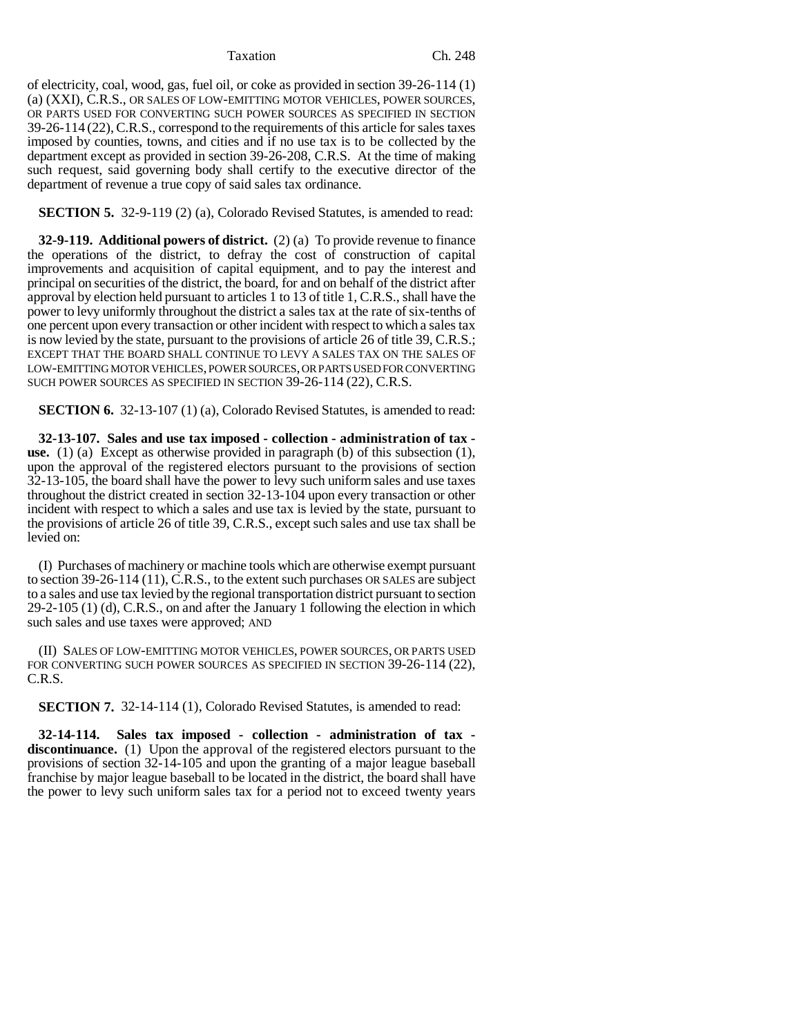of electricity, coal, wood, gas, fuel oil, or coke as provided in section 39-26-114 (1) (a) (XXI), C.R.S., OR SALES OF LOW-EMITTING MOTOR VEHICLES, POWER SOURCES, OR PARTS USED FOR CONVERTING SUCH POWER SOURCES AS SPECIFIED IN SECTION 39-26-114 (22), C.R.S., correspond to the requirements of this article for sales taxes imposed by counties, towns, and cities and if no use tax is to be collected by the department except as provided in section 39-26-208, C.R.S. At the time of making such request, said governing body shall certify to the executive director of the department of revenue a true copy of said sales tax ordinance.

**SECTION 5.** 32-9-119 (2) (a), Colorado Revised Statutes, is amended to read:

**32-9-119. Additional powers of district.** (2) (a) To provide revenue to finance the operations of the district, to defray the cost of construction of capital improvements and acquisition of capital equipment, and to pay the interest and principal on securities of the district, the board, for and on behalf of the district after approval by election held pursuant to articles 1 to 13 of title 1, C.R.S., shall have the power to levy uniformly throughout the district a sales tax at the rate of six-tenths of one percent upon every transaction or other incident with respect to which a sales tax is now levied by the state, pursuant to the provisions of article 26 of title 39, C.R.S.; EXCEPT THAT THE BOARD SHALL CONTINUE TO LEVY A SALES TAX ON THE SALES OF LOW-EMITTING MOTOR VEHICLES, POWER SOURCES, OR PARTS USED FOR CONVERTING SUCH POWER SOURCES AS SPECIFIED IN SECTION 39-26-114 (22), C.R.S.

**SECTION 6.** 32-13-107 (1) (a), Colorado Revised Statutes, is amended to read:

**32-13-107. Sales and use tax imposed - collection - administration of tax - use.** (1) (a) Except as otherwise provided in paragraph (b) of this subsection (1), upon the approval of the registered electors pursuant to the provisions of section 32-13-105, the board shall have the power to levy such uniform sales and use taxes throughout the district created in section 32-13-104 upon every transaction or other incident with respect to which a sales and use tax is levied by the state, pursuant to the provisions of article 26 of title 39, C.R.S., except such sales and use tax shall be levied on:

(I) Purchases of machinery or machine tools which are otherwise exempt pursuant to section 39-26-114 (11), C.R.S., to the extent such purchases OR SALES are subject to a sales and use tax levied by the regional transportation district pursuant to section 29-2-105 (1) (d), C.R.S., on and after the January 1 following the election in which such sales and use taxes were approved; AND

(II) SALES OF LOW-EMITTING MOTOR VEHICLES, POWER SOURCES, OR PARTS USED FOR CONVERTING SUCH POWER SOURCES AS SPECIFIED IN SECTION 39-26-114 (22), C.R.S.

**SECTION 7.** 32-14-114 (1), Colorado Revised Statutes, is amended to read:

**32-14-114. Sales tax imposed - collection - administration of tax - discontinuance.** (1) Upon the approval of the registered electors pursuant to the provisions of section 32-14-105 and upon the granting of a major league baseball franchise by major league baseball to be located in the district, the board shall have the power to levy such uniform sales tax for a period not to exceed twenty years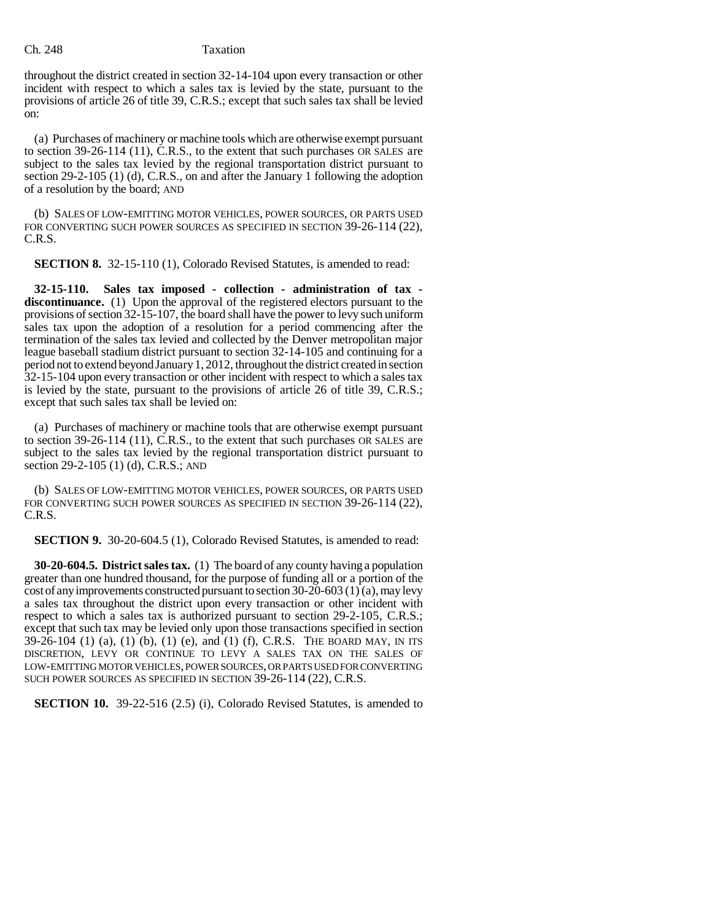throughout the district created in section 32-14-104 upon every transaction or other incident with respect to which a sales tax is levied by the state, pursuant to the provisions of article 26 of title 39, C.R.S.; except that such sales tax shall be levied on:

(a) Purchases of machinery or machine tools which are otherwise exempt pursuant to section 39-26-114 (11), C.R.S., to the extent that such purchases OR SALES are subject to the sales tax levied by the regional transportation district pursuant to section 29-2-105 (1) (d), C.R.S., on and after the January 1 following the adoption of a resolution by the board; AND

(b) SALES OF LOW-EMITTING MOTOR VEHICLES, POWER SOURCES, OR PARTS USED FOR CONVERTING SUCH POWER SOURCES AS SPECIFIED IN SECTION 39-26-114 (22), C.R.S.

**SECTION 8.** 32-15-110 (1), Colorado Revised Statutes, is amended to read:

**32-15-110. Sales tax imposed - collection - administration of tax - discontinuance.** (1) Upon the approval of the registered electors pursuant to the provisions of section 32-15-107, the board shall have the power to levy such uniform sales tax upon the adoption of a resolution for a period commencing after the termination of the sales tax levied and collected by the Denver metropolitan major league baseball stadium district pursuant to section 32-14-105 and continuing for a period not to extend beyond January 1, 2012, throughout the district created in section 32-15-104 upon every transaction or other incident with respect to which a sales tax is levied by the state, pursuant to the provisions of article 26 of title 39, C.R.S.; except that such sales tax shall be levied on:

(a) Purchases of machinery or machine tools that are otherwise exempt pursuant to section 39-26-114 (11), C.R.S., to the extent that such purchases OR SALES are subject to the sales tax levied by the regional transportation district pursuant to section 29-2-105 (1) (d), C.R.S.; AND

(b) SALES OF LOW-EMITTING MOTOR VEHICLES, POWER SOURCES, OR PARTS USED FOR CONVERTING SUCH POWER SOURCES AS SPECIFIED IN SECTION 39-26-114 (22), C.R.S.

**SECTION 9.** 30-20-604.5 (1), Colorado Revised Statutes, is amended to read:

**30-20-604.5. District sales tax.** (1) The board of any county having a population greater than one hundred thousand, for the purpose of funding all or a portion of the cost of any improvements constructed pursuant to section 30-20-603 (1) (a), may levy a sales tax throughout the district upon every transaction or other incident with respect to which a sales tax is authorized pursuant to section 29-2-105, C.R.S.; except that such tax may be levied only upon those transactions specified in section 39-26-104 (1) (a), (1) (b), (1) (e), and (1) (f), C.R.S. THE BOARD MAY, IN ITS DISCRETION, LEVY OR CONTINUE TO LEVY A SALES TAX ON THE SALES OF LOW-EMITTING MOTOR VEHICLES, POWER SOURCES, OR PARTS USED FOR CONVERTING SUCH POWER SOURCES AS SPECIFIED IN SECTION 39-26-114 (22), C.R.S.

**SECTION 10.** 39-22-516 (2.5) (i), Colorado Revised Statutes, is amended to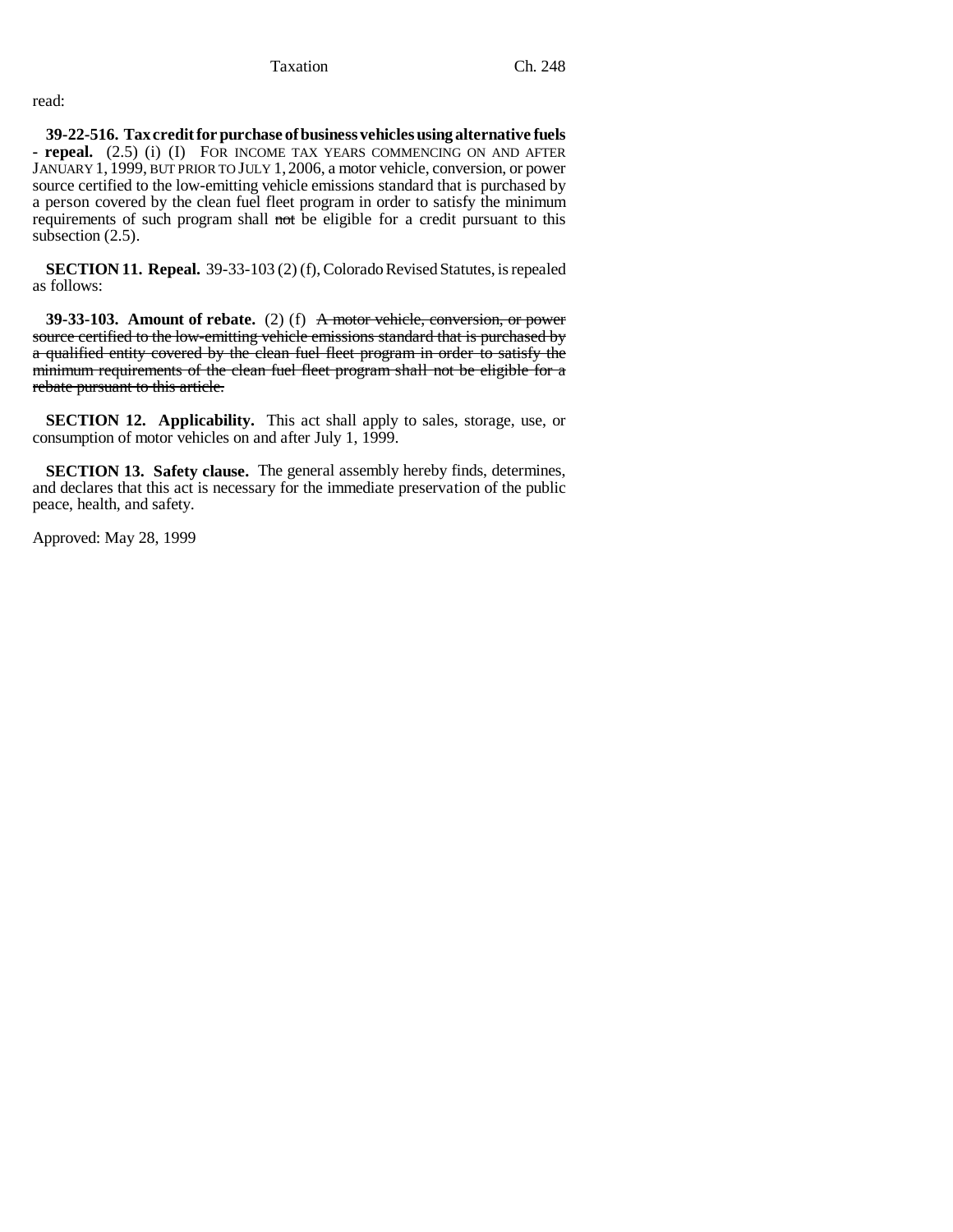read:

**39-22-516. Tax credit for purchase of business vehicles using alternative fuels - repeal.** (2.5) (i) (I) FOR INCOME TAX YEARS COMMENCING ON AND AFTER JANUARY 1, 1999, BUT PRIOR TO JULY 1, 2006, a motor vehicle, conversion, or power source certified to the low-emitting vehicle emissions standard that is purchased by a person covered by the clean fuel fleet program in order to satisfy the minimum requirements of such program shall ~~not~~ be eligible for a credit pursuant to this subsection (2.5).

**SECTION 11. Repeal.** 39-33-103 (2) (f), Colorado Revised Statutes, is repealed as follows:

**39-33-103. Amount of rebate.** (2) (f) ~~A motor vehicle, conversion, or power source certified to the low-emitting vehicle emissions standard that is purchased by a qualified entity covered by the clean fuel fleet program in order to satisfy the minimum requirements of the clean fuel fleet program shall not be eligible for a rebate pursuant to this article.~~

**SECTION 12. Applicability.** This act shall apply to sales, storage, use, or consumption of motor vehicles on and after July 1, 1999.

**SECTION 13. Safety clause.** The general assembly hereby finds, determines, and declares that this act is necessary for the immediate preservation of the public peace, health, and safety.

Approved: May 28, 1999